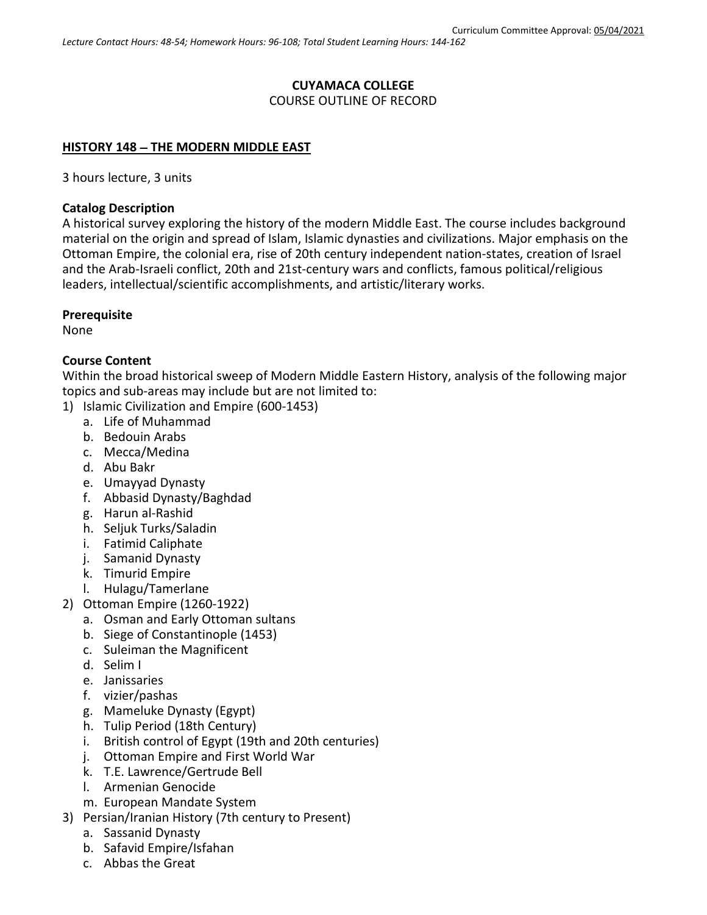Curriculum Committee Approval: 05/04/2021

*Lecture Contact Hours: 48-54; Homework Hours: 96-108; Total Student Learning Hours: 144-162*

**CUYAMACA COLLEGE**
COURSE OUTLINE OF RECORD

## HISTORY 148 – THE MODERN MIDDLE EAST

3 hours lecture, 3 units

**Catalog Description**
A historical survey exploring the history of the modern Middle East. The course includes background material on the origin and spread of Islam, Islamic dynasties and civilizations. Major emphasis on the Ottoman Empire, the colonial era, rise of 20th century independent nation-states, creation of Israel and the Arab-Israeli conflict, 20th and 21st-century wars and conflicts, famous political/religious leaders, intellectual/scientific accomplishments, and artistic/literary works.

**Prerequisite**
None

**Course Content**
Within the broad historical sweep of Modern Middle Eastern History, analysis of the following major topics and sub-areas may include but are not limited to:

1) Islamic Civilization and Empire (600-1453)
   a. Life of Muhammad
   b. Bedouin Arabs
   c. Mecca/Medina
   d. Abu Bakr
   e. Umayyad Dynasty
   f. Abbasid Dynasty/Baghdad
   g. Harun al-Rashid
   h. Seljuk Turks/Saladin
   i. Fatimid Caliphate
   j. Samanid Dynasty
   k. Timurid Empire
   l. Hulagu/Tamerlane
2) Ottoman Empire (1260-1922)
   a. Osman and Early Ottoman sultans
   b. Siege of Constantinople (1453)
   c. Suleiman the Magnificent
   d. Selim I
   e. Janissaries
   f. vizier/pashas
   g. Mameluke Dynasty (Egypt)
   h. Tulip Period (18th Century)
   i. British control of Egypt (19th and 20th centuries)
   j. Ottoman Empire and First World War
   k. T.E. Lawrence/Gertrude Bell
   l. Armenian Genocide
   m. European Mandate System
3) Persian/Iranian History (7th century to Present)
   a. Sassanid Dynasty
   b. Safavid Empire/Isfahan
   c. Abbas the Great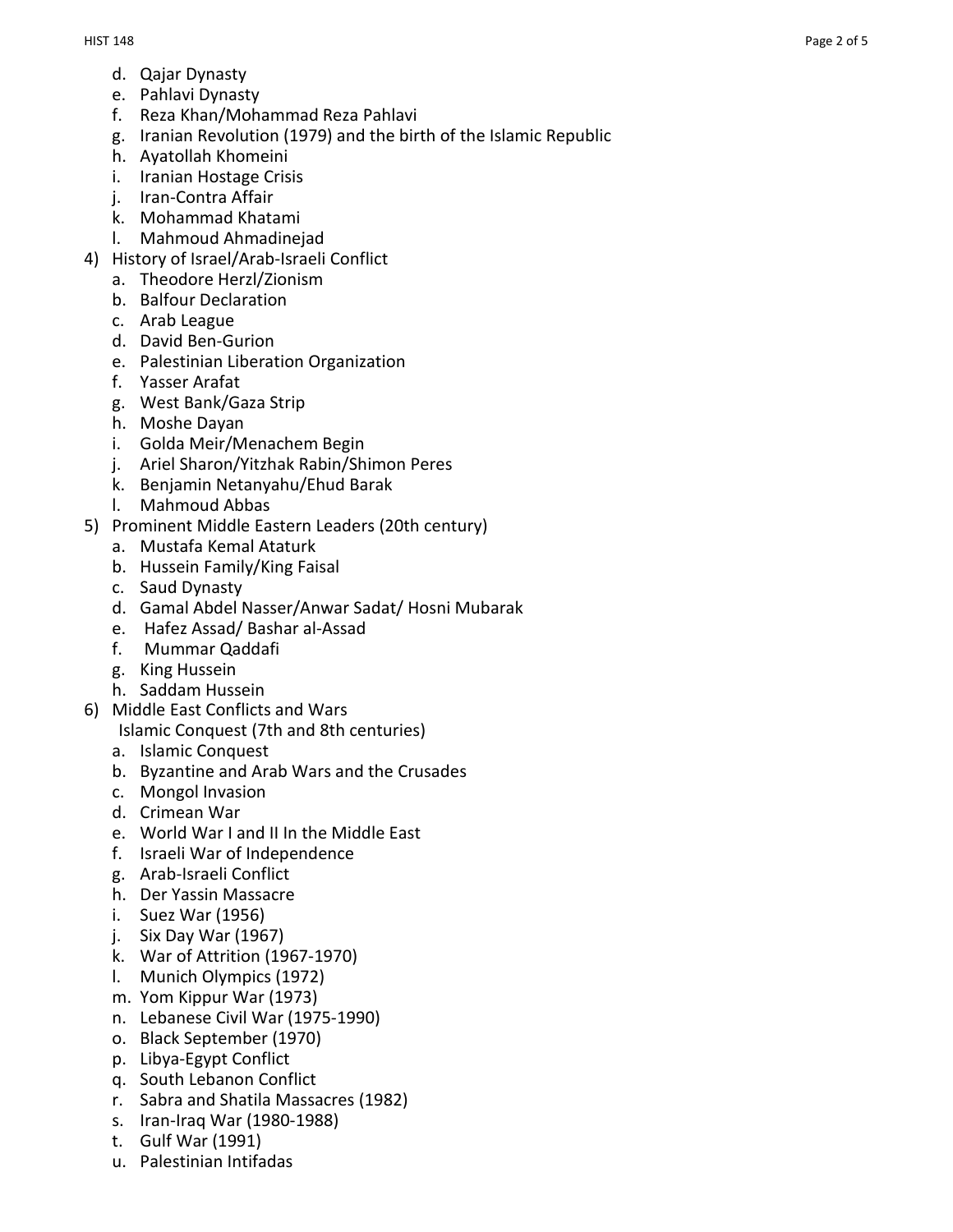d. Qajar Dynasty
   e. Pahlavi Dynasty
   f. Reza Khan/Mohammad Reza Pahlavi
   g. Iranian Revolution (1979) and the birth of the Islamic Republic
   h. Ayatollah Khomeini
   i. Iranian Hostage Crisis
   j. Iran-Contra Affair
   k. Mohammad Khatami
   l. Mahmoud Ahmadinejad

4) History of Israel/Arab-Israeli Conflict
   a. Theodore Herzl/Zionism
   b. Balfour Declaration
   c. Arab League
   d. David Ben-Gurion
   e. Palestinian Liberation Organization
   f. Yasser Arafat
   g. West Bank/Gaza Strip
   h. Moshe Dayan
   i. Golda Meir/Menachem Begin
   j. Ariel Sharon/Yitzhak Rabin/Shimon Peres
   k. Benjamin Netanyahu/Ehud Barak
   l. Mahmoud Abbas

5) Prominent Middle Eastern Leaders (20th century)
   a. Mustafa Kemal Ataturk
   b. Hussein Family/King Faisal
   c. Saud Dynasty
   d. Gamal Abdel Nasser/Anwar Sadat/ Hosni Mubarak
   e. Hafez Assad/ Bashar al-Assad
   f. Mummar Qaddafi
   g. King Hussein
   h. Saddam Hussein

6) Middle East Conflicts and Wars
   Islamic Conquest (7th and 8th centuries)
   a. Islamic Conquest
   b. Byzantine and Arab Wars and the Crusades
   c. Mongol Invasion
   d. Crimean War
   e. World War I and II In the Middle East
   f. Israeli War of Independence
   g. Arab-Israeli Conflict
   h. Der Yassin Massacre
   i. Suez War (1956)
   j. Six Day War (1967)
   k. War of Attrition (1967-1970)
   l. Munich Olympics (1972)
   m. Yom Kippur War (1973)
   n. Lebanese Civil War (1975-1990)
   o. Black September (1970)
   p. Libya-Egypt Conflict
   q. South Lebanon Conflict
   r. Sabra and Shatila Massacres (1982)
   s. Iran-Iraq War (1980-1988)
   t. Gulf War (1991)
   u. Palestinian Intifadas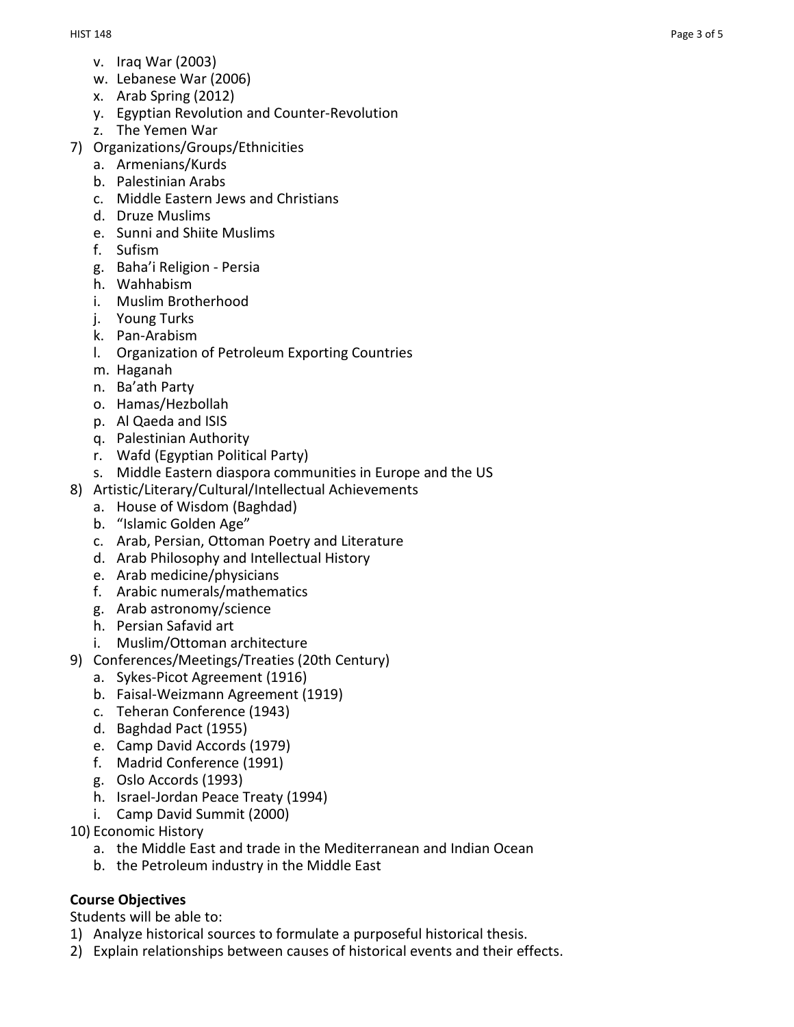v. Iraq War (2003)
   w. Lebanese War (2006)
   x. Arab Spring (2012)
   y. Egyptian Revolution and Counter-Revolution
   z. The Yemen War
7) Organizations/Groups/Ethnicities
   a. Armenians/Kurds
   b. Palestinian Arabs
   c. Middle Eastern Jews and Christians
   d. Druze Muslims
   e. Sunni and Shiite Muslims
   f. Sufism
   g. Baha'i Religion - Persia
   h. Wahhabism
   i. Muslim Brotherhood
   j. Young Turks
   k. Pan-Arabism
   l. Organization of Petroleum Exporting Countries
   m. Haganah
   n. Ba'ath Party
   o. Hamas/Hezbollah
   p. Al Qaeda and ISIS
   q. Palestinian Authority
   r. Wafd (Egyptian Political Party)
   s. Middle Eastern diaspora communities in Europe and the US
8) Artistic/Literary/Cultural/Intellectual Achievements
   a. House of Wisdom (Baghdad)
   b. "Islamic Golden Age"
   c. Arab, Persian, Ottoman Poetry and Literature
   d. Arab Philosophy and Intellectual History
   e. Arab medicine/physicians
   f. Arabic numerals/mathematics
   g. Arab astronomy/science
   h. Persian Safavid art
   i. Muslim/Ottoman architecture
9) Conferences/Meetings/Treaties (20th Century)
   a. Sykes-Picot Agreement (1916)
   b. Faisal-Weizmann Agreement (1919)
   c. Teheran Conference (1943)
   d. Baghdad Pact (1955)
   e. Camp David Accords (1979)
   f. Madrid Conference (1991)
   g. Oslo Accords (1993)
   h. Israel-Jordan Peace Treaty (1994)
   i. Camp David Summit (2000)
10) Economic History
   a. the Middle East and trade in the Mediterranean and Indian Ocean
   b. the Petroleum industry in the Middle East

**Course Objectives**

Students will be able to:

1) Analyze historical sources to formulate a purposeful historical thesis.
2) Explain relationships between causes of historical events and their effects.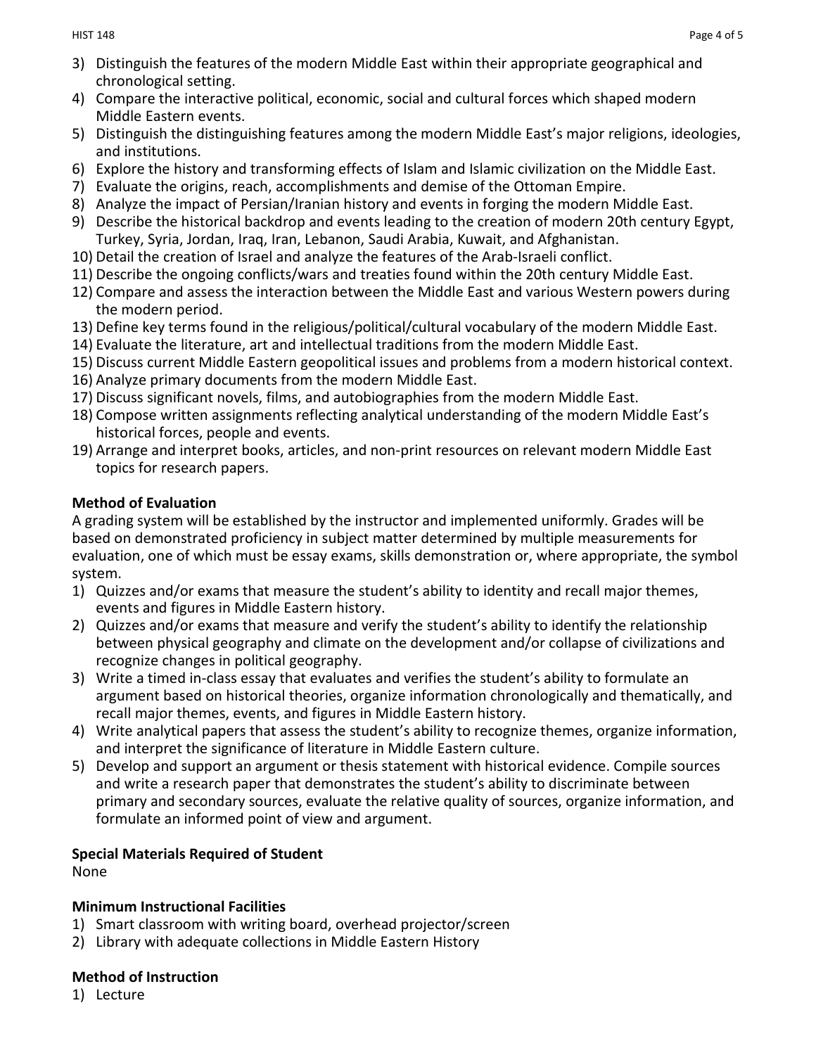3) Distinguish the features of the modern Middle East within their appropriate geographical and chronological setting.
4) Compare the interactive political, economic, social and cultural forces which shaped modern Middle Eastern events.
5) Distinguish the distinguishing features among the modern Middle East's major religions, ideologies, and institutions.
6) Explore the history and transforming effects of Islam and Islamic civilization on the Middle East.
7) Evaluate the origins, reach, accomplishments and demise of the Ottoman Empire.
8) Analyze the impact of Persian/Iranian history and events in forging the modern Middle East.
9) Describe the historical backdrop and events leading to the creation of modern 20th century Egypt, Turkey, Syria, Jordan, Iraq, Iran, Lebanon, Saudi Arabia, Kuwait, and Afghanistan.
10) Detail the creation of Israel and analyze the features of the Arab-Israeli conflict.
11) Describe the ongoing conflicts/wars and treaties found within the 20th century Middle East.
12) Compare and assess the interaction between the Middle East and various Western powers during the modern period.
13) Define key terms found in the religious/political/cultural vocabulary of the modern Middle East.
14) Evaluate the literature, art and intellectual traditions from the modern Middle East.
15) Discuss current Middle Eastern geopolitical issues and problems from a modern historical context.
16) Analyze primary documents from the modern Middle East.
17) Discuss significant novels, films, and autobiographies from the modern Middle East.
18) Compose written assignments reflecting analytical understanding of the modern Middle East's historical forces, people and events.
19) Arrange and interpret books, articles, and non-print resources on relevant modern Middle East topics for research papers.

**Method of Evaluation**

A grading system will be established by the instructor and implemented uniformly. Grades will be based on demonstrated proficiency in subject matter determined by multiple measurements for evaluation, one of which must be essay exams, skills demonstration or, where appropriate, the symbol system.

1) Quizzes and/or exams that measure the student's ability to identity and recall major themes, events and figures in Middle Eastern history.
2) Quizzes and/or exams that measure and verify the student's ability to identify the relationship between physical geography and climate on the development and/or collapse of civilizations and recognize changes in political geography.
3) Write a timed in-class essay that evaluates and verifies the student's ability to formulate an argument based on historical theories, organize information chronologically and thematically, and recall major themes, events, and figures in Middle Eastern history.
4) Write analytical papers that assess the student's ability to recognize themes, organize information, and interpret the significance of literature in Middle Eastern culture.
5) Develop and support an argument or thesis statement with historical evidence. Compile sources and write a research paper that demonstrates the student's ability to discriminate between primary and secondary sources, evaluate the relative quality of sources, organize information, and formulate an informed point of view and argument.

**Special Materials Required of Student**

None

**Minimum Instructional Facilities**

1) Smart classroom with writing board, overhead projector/screen
2) Library with adequate collections in Middle Eastern History

**Method of Instruction**

1) Lecture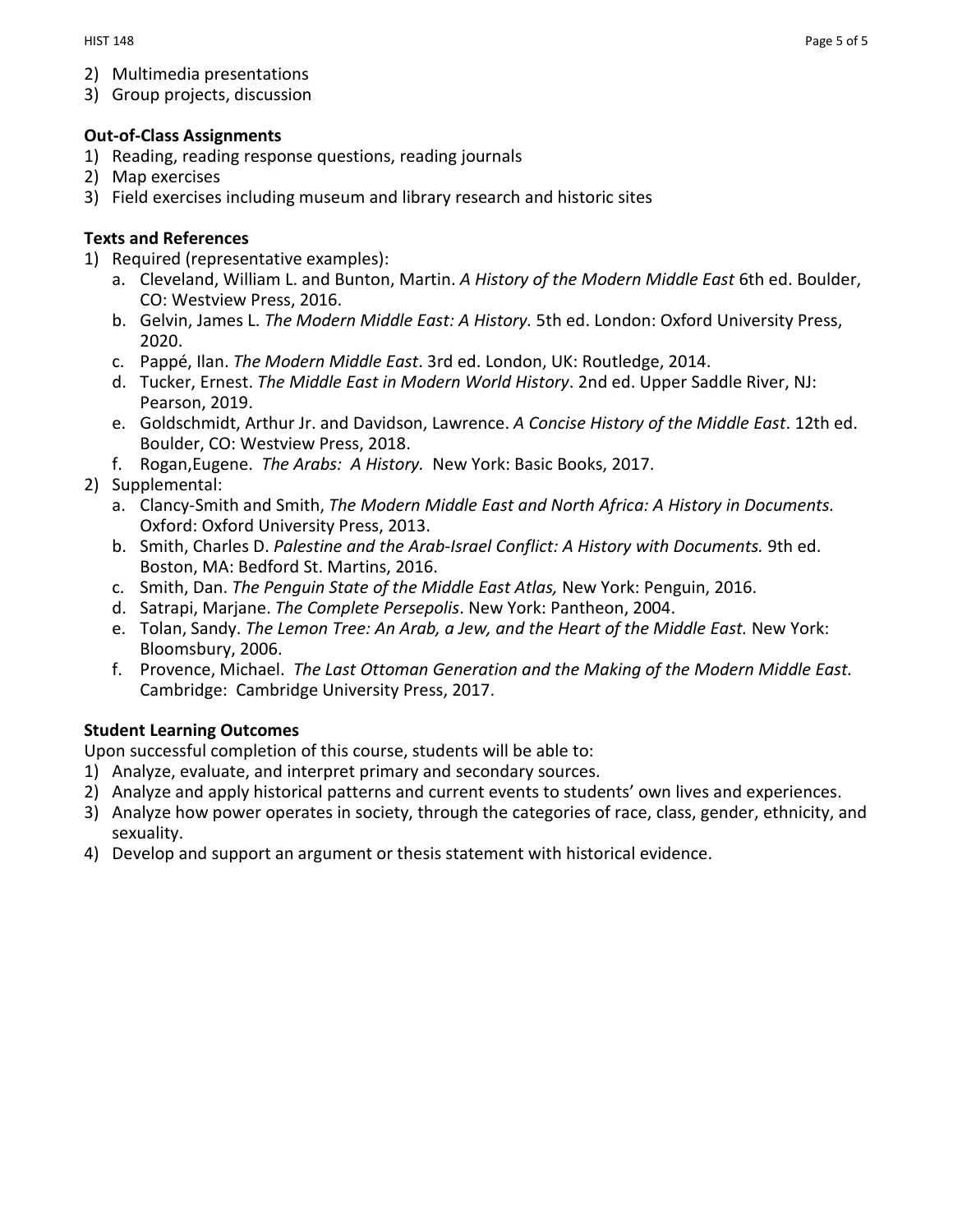2) Multimedia presentations
3) Group projects, discussion

**Out-of-Class Assignments**

1) Reading, reading response questions, reading journals
2) Map exercises
3) Field exercises including museum and library research and historic sites

**Texts and References**

1) Required (representative examples):
   a. Cleveland, William L. and Bunton, Martin. *A History of the Modern Middle East* 6th ed. Boulder, CO: Westview Press, 2016.
   b. Gelvin, James L. *The Modern Middle East: A History.* 5th ed. London: Oxford University Press, 2020.
   c. Pappé, Ilan. *The Modern Middle East*. 3rd ed. London, UK: Routledge, 2014.
   d. Tucker, Ernest. *The Middle East in Modern World History*. 2nd ed. Upper Saddle River, NJ: Pearson, 2019.
   e. Goldschmidt, Arthur Jr. and Davidson, Lawrence. *A Concise History of the Middle East*. 12th ed. Boulder, CO: Westview Press, 2018.
   f. Rogan,Eugene. *The Arabs: A History.* New York: Basic Books, 2017.
2) Supplemental:
   a. Clancy-Smith and Smith, *The Modern Middle East and North Africa: A History in Documents.* Oxford: Oxford University Press, 2013.
   b. Smith, Charles D. *Palestine and the Arab-Israel Conflict: A History with Documents.* 9th ed. Boston, MA: Bedford St. Martins, 2016.
   c. Smith, Dan. *The Penguin State of the Middle East Atlas,* New York: Penguin, 2016.
   d. Satrapi, Marjane. *The Complete Persepolis*. New York: Pantheon, 2004.
   e. Tolan, Sandy. *The Lemon Tree: An Arab, a Jew, and the Heart of the Middle East.* New York: Bloomsbury, 2006.
   f. Provence, Michael. *The Last Ottoman Generation and the Making of the Modern Middle East.* Cambridge: Cambridge University Press, 2017.

**Student Learning Outcomes**

Upon successful completion of this course, students will be able to:

1) Analyze, evaluate, and interpret primary and secondary sources.
2) Analyze and apply historical patterns and current events to students' own lives and experiences.
3) Analyze how power operates in society, through the categories of race, class, gender, ethnicity, and sexuality.
4) Develop and support an argument or thesis statement with historical evidence.